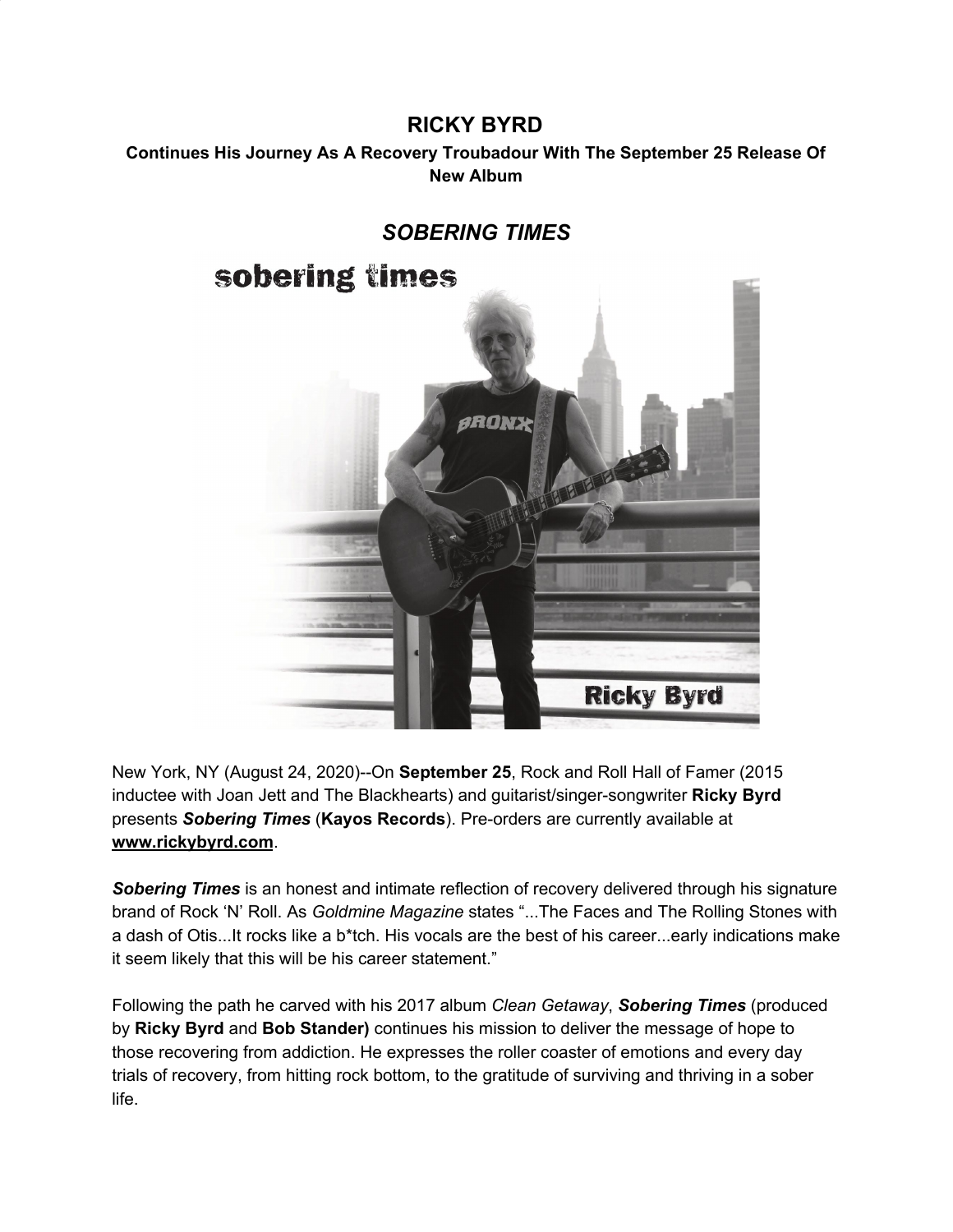# RICKY BYRD

**Continues His Journey As A Recovery Troubadour With The September 25 Release Of New Album**

## *SOBERING TIMES*

New York, NY (August 24, 2020)--On **September 25**, Rock and Roll Hall of Famer (2015 inductee with Joan Jett and The Blackhearts) and guitarist/singer-songwriter **Ricky Byrd** presents ***Sobering Times*** (**Kayos Records**). Pre-orders are currently available at **www.rickybyrd.com**.

***Sobering Times*** is an honest and intimate reflection of recovery delivered through his signature brand of Rock 'N' Roll. As *Goldmine Magazine* states "...The Faces and The Rolling Stones with a dash of Otis...It rocks like a b*tch. His vocals are the best of his career...early indications make it seem likely that this will be his career statement."

Following the path he carved with his 2017 album *Clean Getaway*, ***Sobering Times*** (produced by **Ricky Byrd** and **Bob Stander)** continues his mission to deliver the message of hope to those recovering from addiction. He expresses the roller coaster of emotions and every day trials of recovery, from hitting rock bottom, to the gratitude of surviving and thriving in a sober life.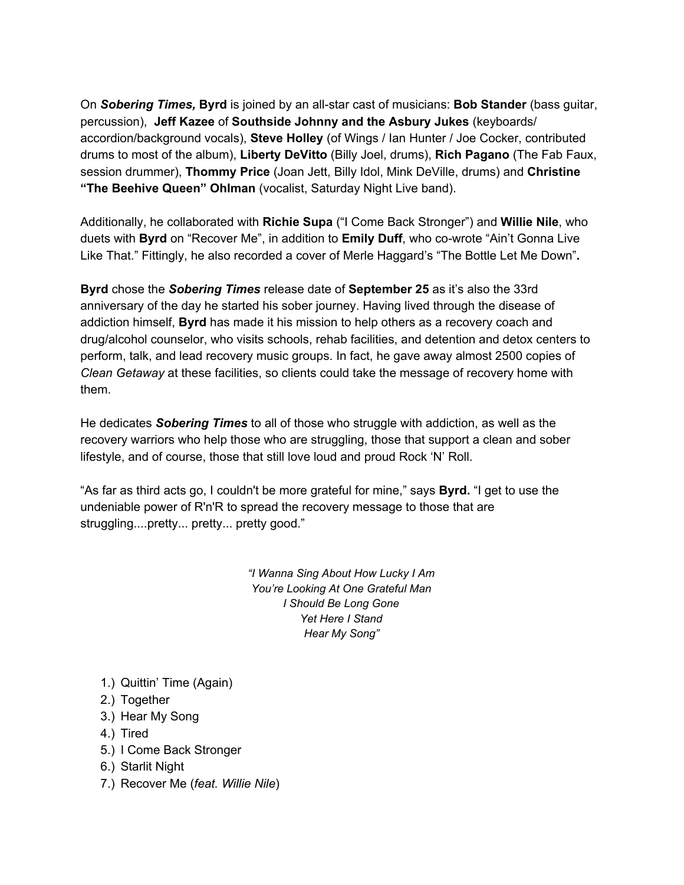On ***Sobering Times,*** **Byrd** is joined by an all-star cast of musicians: **Bob Stander** (bass guitar, percussion), **Jeff Kazee** of **Southside Johnny and the Asbury Jukes** (keyboards/ accordion/background vocals), **Steve Holley** (of Wings / Ian Hunter / Joe Cocker, contributed drums to most of the album), **Liberty DeVitto** (Billy Joel, drums), **Rich Pagano** (The Fab Faux, session drummer), **Thommy Price** (Joan Jett, Billy Idol, Mink DeVille, drums) and **Christine "The Beehive Queen" Ohlman** (vocalist, Saturday Night Live band).

Additionally, he collaborated with **Richie Supa** ("I Come Back Stronger") and **Willie Nile**, who duets with **Byrd** on "Recover Me", in addition to **Emily Duff**, who co-wrote "Ain't Gonna Live Like That." Fittingly, he also recorded a cover of Merle Haggard's "The Bottle Let Me Down"**.**

**Byrd** chose the ***Sobering Times*** release date of **September 25** as it's also the 33rd anniversary of the day he started his sober journey. Having lived through the disease of addiction himself, **Byrd** has made it his mission to help others as a recovery coach and drug/alcohol counselor, who visits schools, rehab facilities, and detention and detox centers to perform, talk, and lead recovery music groups. In fact, he gave away almost 2500 copies of *Clean Getaway* at these facilities, so clients could take the message of recovery home with them.

He dedicates ***Sobering Times*** to all of those who struggle with addiction, as well as the recovery warriors who help those who are struggling, those that support a clean and sober lifestyle, and of course, those that still love loud and proud Rock 'N' Roll.

"As far as third acts go, I couldn't be more grateful for mine," says **Byrd.** "I get to use the undeniable power of R'n'R to spread the recovery message to those that are struggling....pretty... pretty... pretty good."

*"I Wanna Sing About How Lucky I Am*
*You're Looking At One Grateful Man*
*I Should Be Long Gone*
*Yet Here I Stand*
*Hear My Song"*

1.) Quittin' Time (Again)
2.) Together
3.) Hear My Song
4.) Tired
5.) I Come Back Stronger
6.) Starlit Night
7.) Recover Me (*feat. Willie Nile*)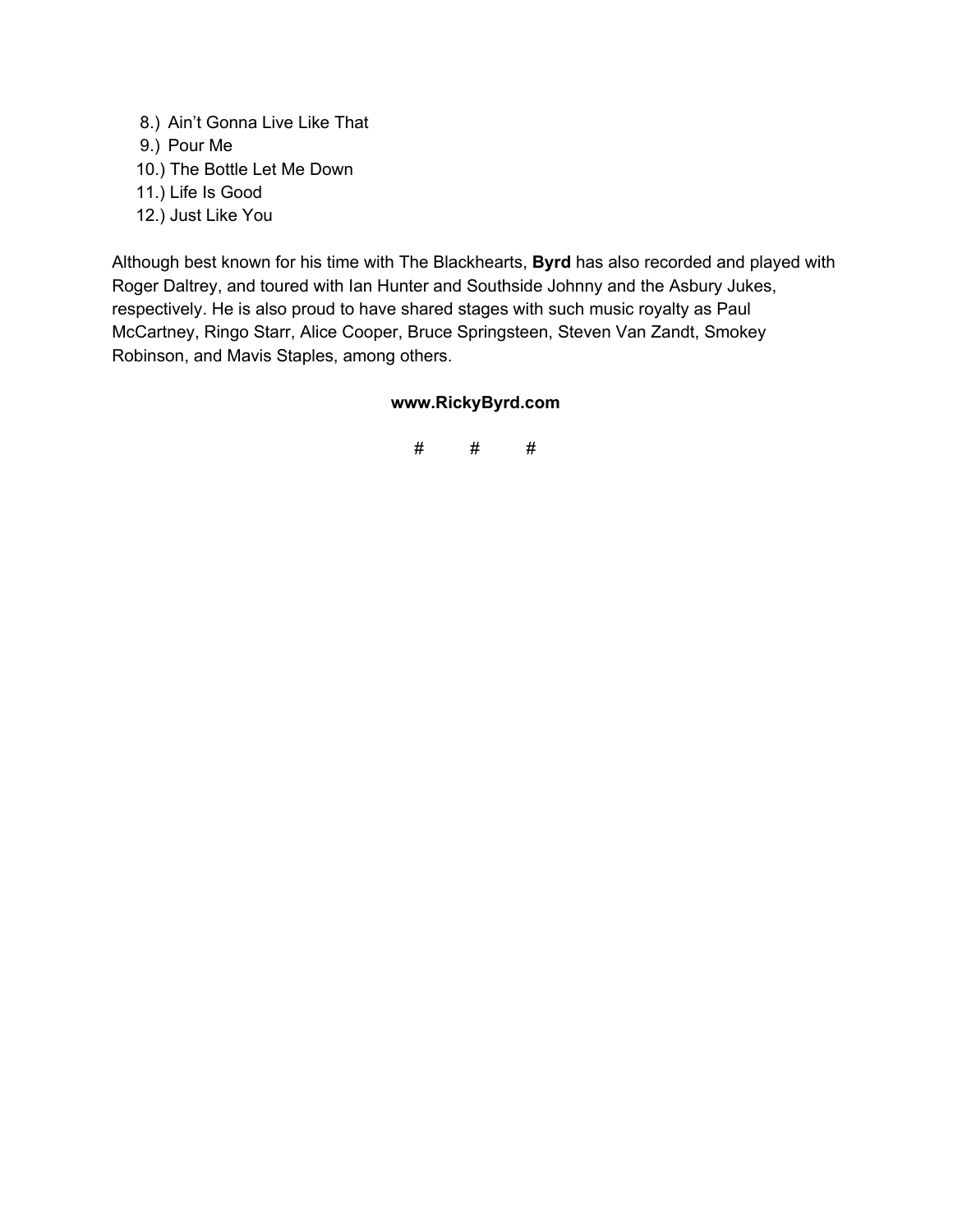8.) Ain't Gonna Live Like That
9.) Pour Me
10.) The Bottle Let Me Down
11.) Life Is Good
12.) Just Like You

Although best known for his time with The Blackhearts, **Byrd** has also recorded and played with Roger Daltrey, and toured with Ian Hunter and Southside Johnny and the Asbury Jukes, respectively. He is also proud to have shared stages with such music royalty as Paul McCartney, Ringo Starr, Alice Cooper, Bruce Springsteen, Steven Van Zandt, Smokey Robinson, and Mavis Staples, among others.

**www.RickyByrd.com**

\#          #          #